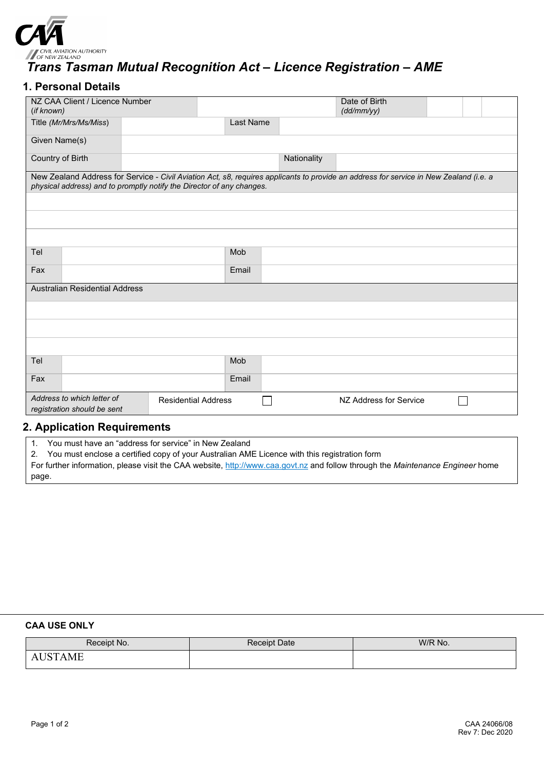CIVIL AVIATION AUTHORITY OF NEW ZEALAND

# *Trans Tasman Mutual Recognition Act – Licence Registration – AME*

## 1. Personal Details

| NZ CAA Client / Licence Number (*if known*) | | Date of Birth (*dd/mm/yy*) | | | |
|---|---|---|---|---|---|
| Title (*Mr/Mrs/Ms/Miss*) | | Last Name | | | |
| Given Name(s) | | | | | |
| Country of Birth | | Nationality | | | |

| New Zealand Address for Service - *Civil Aviation Act, s8, requires applicants to provide an address for service in New Zealand (i.e. a physical address) and to promptly notify the Director of any changes.* | | | |
|---|---|---|---|
| | | | |
| | | | |
| | | | |
| Tel | | Mob | |
| Fax | | Email | |

| Australian Residential Address | | | |
|---|---|---|---|
| | | | |
| | | | |
| | | | |
| Tel | | Mob | |
| Fax | | Email | |

| *Address to which letter of registration should be sent* | Residential Address ☐ | NZ Address for Service ☐ |
|---|---|---|

## 2. Application Requirements

1. You must have an "address for service" in New Zealand
2. You must enclose a certified copy of your Australian AME Licence with this registration form

For further information, please visit the CAA website, http://www.caa.govt.nz and follow through the *Maintenance Engineer* home page.

**CAA USE ONLY**

| Receipt No. | Receipt Date | W/R No. |
|---|---|---|
| AUSTAME | | |

CAA 24066/08
Rev 7: Dec 2020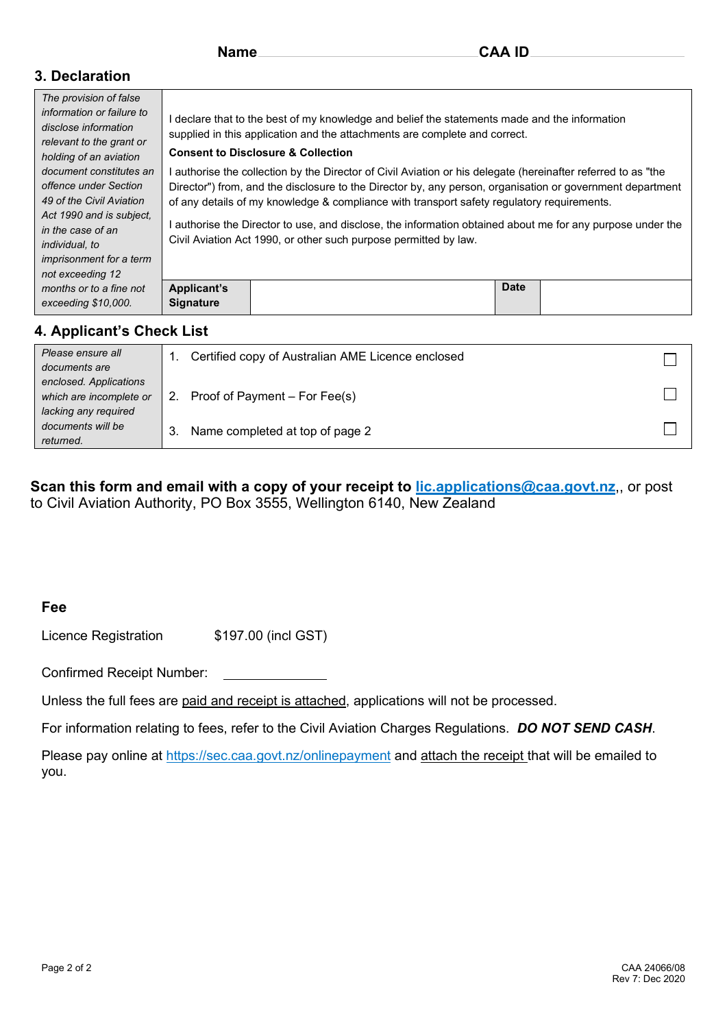**Name** ______________________ **CAA ID** ______________________

## 3. Declaration

| | | | |
|---|---|---|---|
| *The provision of false information or failure to disclose information relevant to the grant or holding of an aviation document constitutes an offence under Section 49 of the Civil Aviation Act 1990 and is subject, in the case of an individual, to imprisonment for a term not exceeding 12 months or to a fine not exceeding $10,000.* | I declare that to the best of my knowledge and belief the statements made and the information supplied in this application and the attachments are complete and correct.<br><br>**Consent to Disclosure & Collection**<br><br>I authorise the collection by the Director of Civil Aviation or his delegate (hereinafter referred to as "the Director") from, and the disclosure to the Director by, any person, organisation or government department of any details of my knowledge & compliance with transport safety regulatory requirements.<br><br>I authorise the Director to use, and disclose, the information obtained about me for any purpose under the Civil Aviation Act 1990, or other such purpose permitted by law. | | |
| | **Applicant's Signature** | **Date** | |

## 4. Applicant's Check List

| | | |
|---|---|---|
| *Please ensure all documents are enclosed. Applications which are incomplete or lacking any required documents will be returned.* | 1. Certified copy of Australian AME Licence enclosed | ☐ |
| | 2. Proof of Payment – For Fee(s) | ☐ |
| | 3. Name completed at top of page 2 | ☐ |

**Scan this form and email with a copy of your receipt to lic.applications@caa.govt.nz**,, or post to Civil Aviation Authority, PO Box 3555, Wellington 6140, New Zealand

### Fee

Licence Registration $197.00 (incl GST)

Confirmed Receipt Number: ______________

Unless the full fees are paid and receipt is attached, applications will not be processed.

For information relating to fees, refer to the Civil Aviation Charges Regulations. ***DO NOT SEND CASH***.

Please pay online at https://sec.caa.govt.nz/onlinepayment and attach the receipt that will be emailed to you.

CAA 24066/08
Rev 7: Dec 2020